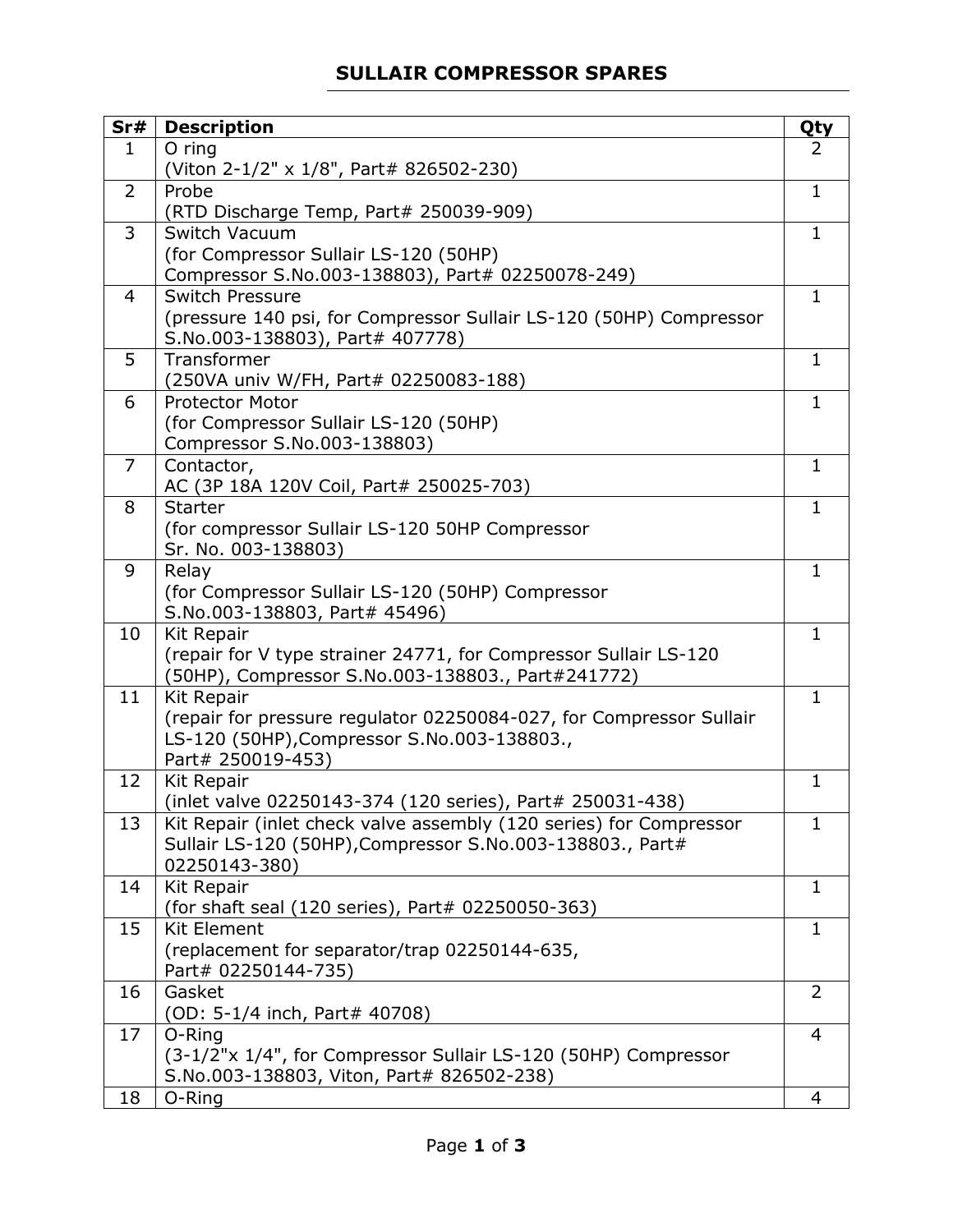## SULLAIR COMPRESSOR SPARES

| Sr# | Description | Qty |
|---|---|---|
| 1 | O ring<br>(Viton 2-1/2" x 1/8", Part# 826502-230) | 2 |
| 2 | Probe<br>(RTD Discharge Temp, Part# 250039-909) | 1 |
| 3 | Switch Vacuum<br>(for Compressor Sullair LS-120 (50HP)<br>Compressor S.No.003-138803), Part# 02250078-249) | 1 |
| 4 | Switch Pressure<br>(pressure 140 psi, for Compressor Sullair LS-120 (50HP) Compressor S.No.003-138803), Part# 407778) | 1 |
| 5 | Transformer<br>(250VA univ W/FH, Part# 02250083-188) | 1 |
| 6 | Protector Motor<br>(for Compressor Sullair LS-120 (50HP)<br>Compressor S.No.003-138803) | 1 |
| 7 | Contactor,<br>AC (3P 18A 120V Coil, Part# 250025-703) | 1 |
| 8 | Starter<br>(for compressor Sullair LS-120 50HP Compressor<br>Sr. No. 003-138803) | 1 |
| 9 | Relay<br>(for Compressor Sullair LS-120 (50HP) Compressor<br>S.No.003-138803, Part# 45496) | 1 |
| 10 | Kit Repair<br>(repair for V type strainer 24771, for Compressor Sullair LS-120 (50HP), Compressor S.No.003-138803., Part#241772) | 1 |
| 11 | Kit Repair<br>(repair for pressure regulator 02250084-027, for Compressor Sullair LS-120 (50HP),Compressor S.No.003-138803.,<br>Part# 250019-453) | 1 |
| 12 | Kit Repair<br>(inlet valve 02250143-374 (120 series), Part# 250031-438) | 1 |
| 13 | Kit Repair (inlet check valve assembly (120 series) for Compressor Sullair LS-120 (50HP),Compressor S.No.003-138803., Part# 02250143-380) | 1 |
| 14 | Kit Repair<br>(for shaft seal (120 series), Part# 02250050-363) | 1 |
| 15 | Kit Element<br>(replacement for separator/trap 02250144-635,<br>Part# 02250144-735) | 1 |
| 16 | Gasket<br>(OD: 5-1/4 inch, Part# 40708) | 2 |
| 17 | O-Ring<br>(3-1/2"x 1/4", for Compressor Sullair LS-120 (50HP) Compressor S.No.003-138803, Viton, Part# 826502-238) | 4 |
| 18 | O-Ring | 4 |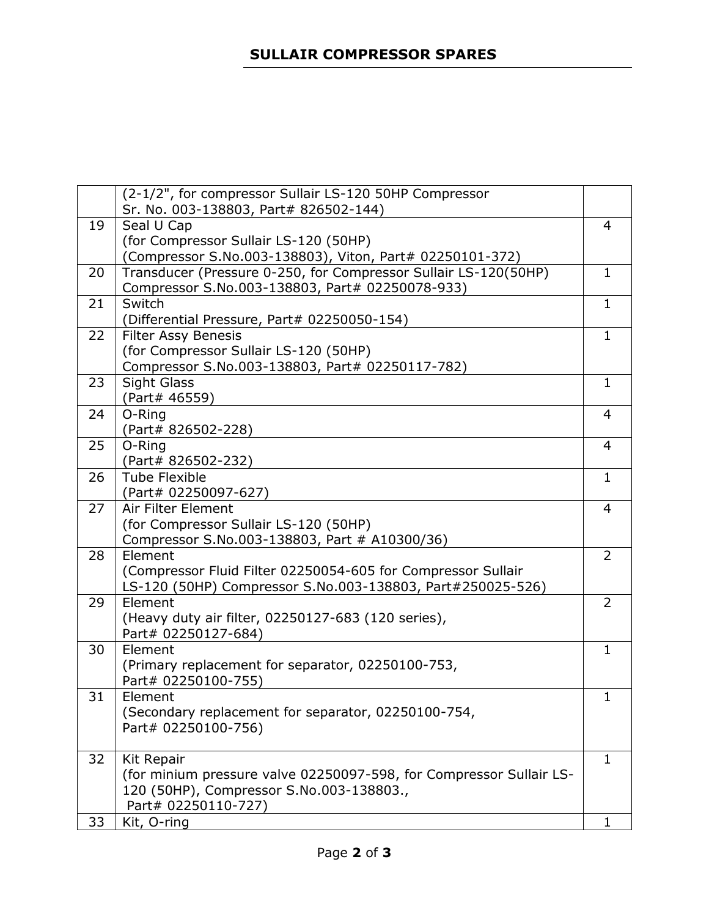| | | |
|---|---|---|
| | (2-1/2", for compressor Sullair LS-120 50HP Compressor Sr. No. 003-138803, Part# 826502-144) | |
| 19 | Seal U Cap (for Compressor Sullair LS-120 (50HP) (Compressor S.No.003-138803), Viton, Part# 02250101-372) | 4 |
| 20 | Transducer (Pressure 0-250, for Compressor Sullair LS-120(50HP) Compressor S.No.003-138803, Part# 02250078-933) | 1 |
| 21 | Switch (Differential Pressure, Part# 02250050-154) | 1 |
| 22 | Filter Assy Benesis (for Compressor Sullair LS-120 (50HP) Compressor S.No.003-138803, Part# 02250117-782) | 1 |
| 23 | Sight Glass (Part# 46559) | 1 |
| 24 | O-Ring (Part# 826502-228) | 4 |
| 25 | O-Ring (Part# 826502-232) | 4 |
| 26 | Tube Flexible (Part# 02250097-627) | 1 |
| 27 | Air Filter Element (for Compressor Sullair LS-120 (50HP) Compressor S.No.003-138803, Part # A10300/36) | 4 |
| 28 | Element (Compressor Fluid Filter 02250054-605 for Compressor Sullair LS-120 (50HP) Compressor S.No.003-138803, Part#250025-526) | 2 |
| 29 | Element (Heavy duty air filter, 02250127-683 (120 series), Part# 02250127-684) | 2 |
| 30 | Element (Primary replacement for separator, 02250100-753, Part# 02250100-755) | 1 |
| 31 | Element (Secondary replacement for separator, 02250100-754, Part# 02250100-756) | 1 |
| 32 | Kit Repair (for minium pressure valve 02250097-598, for Compressor Sullair LS-120 (50HP), Compressor S.No.003-138803., Part# 02250110-727) | 1 |
| 33 | Kit, O-ring | 1 |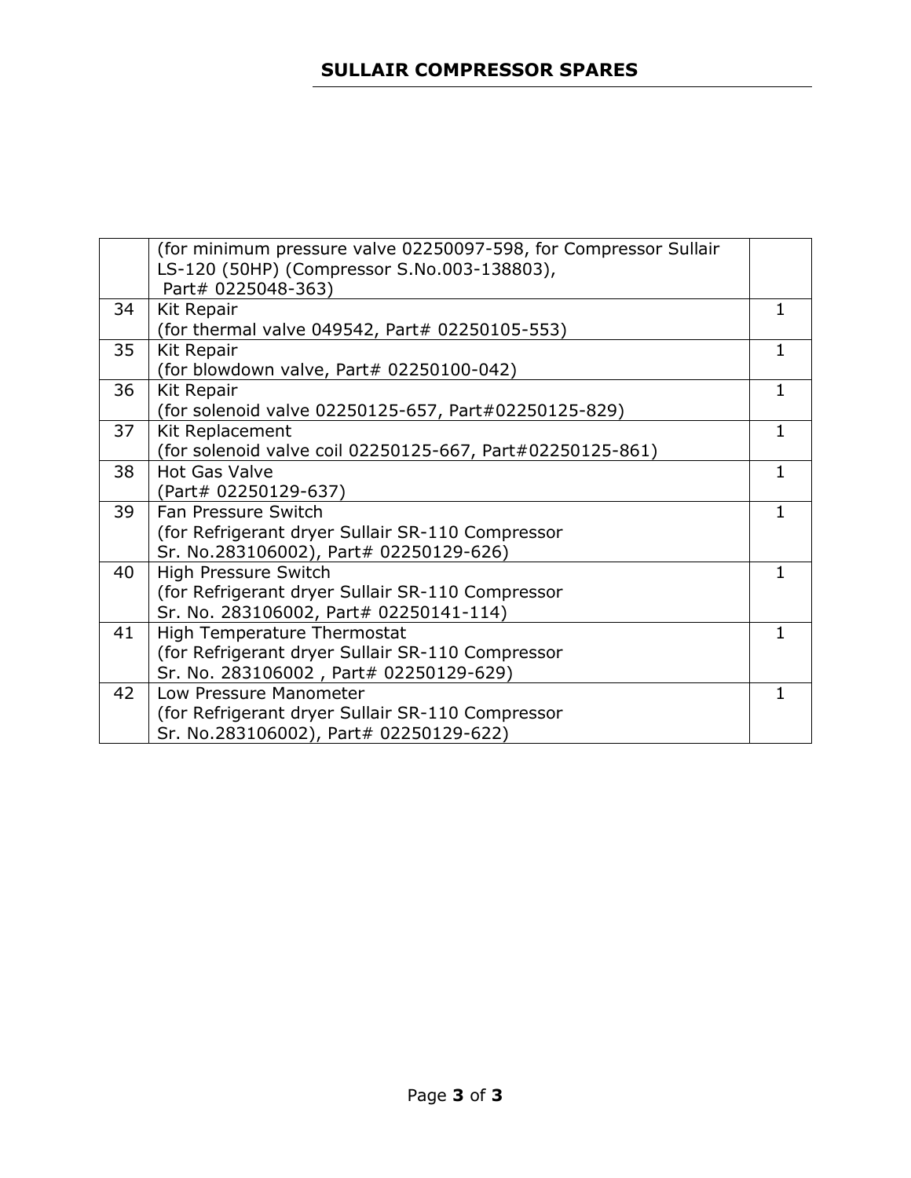| | | |
|---|---|---|
| | (for minimum pressure valve 02250097-598, for Compressor Sullair LS-120 (50HP) (Compressor S.No.003-138803), Part# 0225048-363) | |
| 34 | Kit Repair (for thermal valve 049542, Part# 02250105-553) | 1 |
| 35 | Kit Repair (for blowdown valve, Part# 02250100-042) | 1 |
| 36 | Kit Repair (for solenoid valve 02250125-657, Part#02250125-829) | 1 |
| 37 | Kit Replacement (for solenoid valve coil 02250125-667, Part#02250125-861) | 1 |
| 38 | Hot Gas Valve (Part# 02250129-637) | 1 |
| 39 | Fan Pressure Switch (for Refrigerant dryer Sullair SR-110 Compressor Sr. No.283106002), Part# 02250129-626) | 1 |
| 40 | High Pressure Switch (for Refrigerant dryer Sullair SR-110 Compressor Sr. No. 283106002, Part# 02250141-114) | 1 |
| 41 | High Temperature Thermostat (for Refrigerant dryer Sullair SR-110 Compressor Sr. No. 283106002 , Part# 02250129-629) | 1 |
| 42 | Low Pressure Manometer (for Refrigerant dryer Sullair SR-110 Compressor Sr. No.283106002), Part# 02250129-622) | 1 |